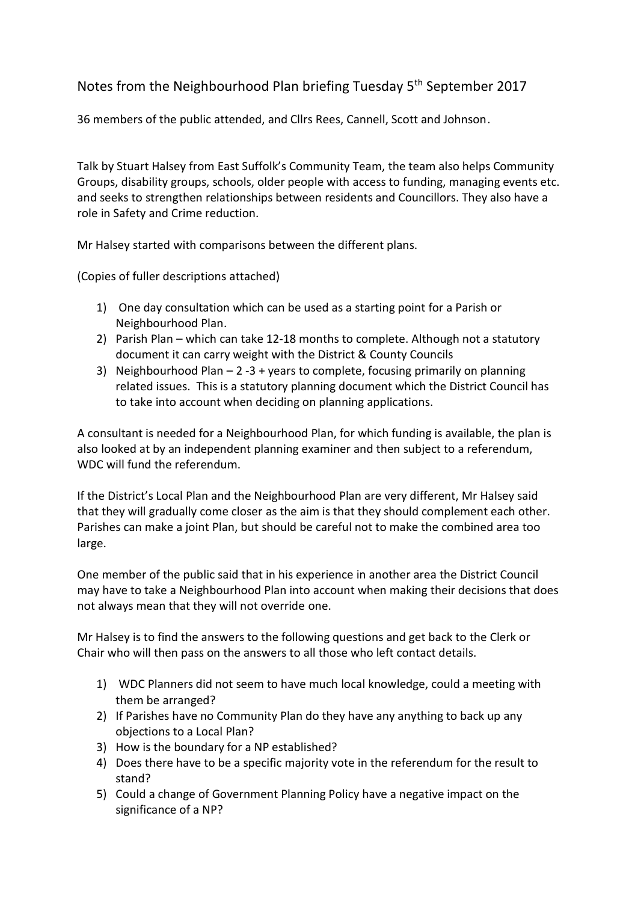# Notes from the Neighbourhood Plan briefing Tuesday 5th September 2017

36 members of the public attended, and Cllrs Rees, Cannell, Scott and Johnson.

Talk by Stuart Halsey from East Suffolk's Community Team, the team also helps Community Groups, disability groups, schools, older people with access to funding, managing events etc. and seeks to strengthen relationships between residents and Councillors. They also have a role in Safety and Crime reduction.

Mr Halsey started with comparisons between the different plans.

(Copies of fuller descriptions attached)

1) One day consultation which can be used as a starting point for a Parish or Neighbourhood Plan.
2) Parish Plan – which can take 12-18 months to complete. Although not a statutory document it can carry weight with the District & County Councils
3) Neighbourhood Plan – 2 -3 + years to complete, focusing primarily on planning related issues. This is a statutory planning document which the District Council has to take into account when deciding on planning applications.

A consultant is needed for a Neighbourhood Plan, for which funding is available, the plan is also looked at by an independent planning examiner and then subject to a referendum, WDC will fund the referendum.

If the District's Local Plan and the Neighbourhood Plan are very different, Mr Halsey said that they will gradually come closer as the aim is that they should complement each other. Parishes can make a joint Plan, but should be careful not to make the combined area too large.

One member of the public said that in his experience in another area the District Council may have to take a Neighbourhood Plan into account when making their decisions that does not always mean that they will not override one.

Mr Halsey is to find the answers to the following questions and get back to the Clerk or Chair who will then pass on the answers to all those who left contact details.

1) WDC Planners did not seem to have much local knowledge, could a meeting with them be arranged?
2) If Parishes have no Community Plan do they have any anything to back up any objections to a Local Plan?
3) How is the boundary for a NP established?
4) Does there have to be a specific majority vote in the referendum for the result to stand?
5) Could a change of Government Planning Policy have a negative impact on the significance of a NP?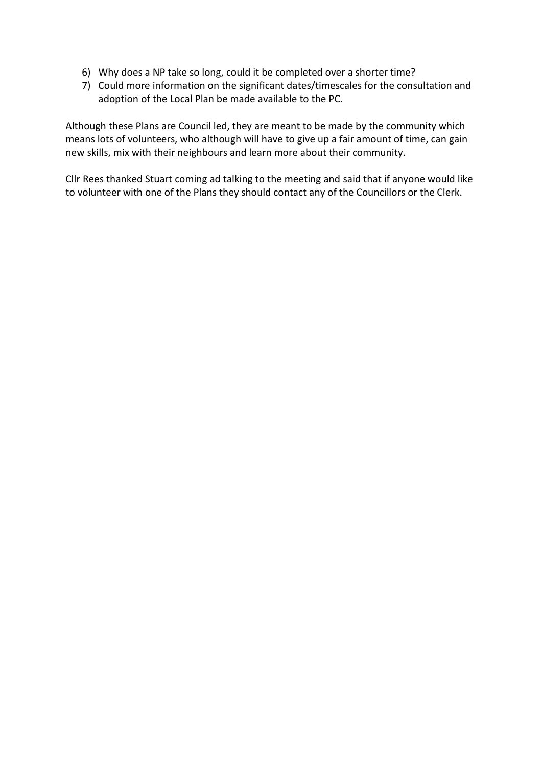6) Why does a NP take so long, could it be completed over a shorter time?
7) Could more information on the significant dates/timescales for the consultation and adoption of the Local Plan be made available to the PC.

Although these Plans are Council led, they are meant to be made by the community which means lots of volunteers, who although will have to give up a fair amount of time, can gain new skills, mix with their neighbours and learn more about their community.

Cllr Rees thanked Stuart coming ad talking to the meeting and said that if anyone would like to volunteer with one of the Plans they should contact any of the Councillors or the Clerk.